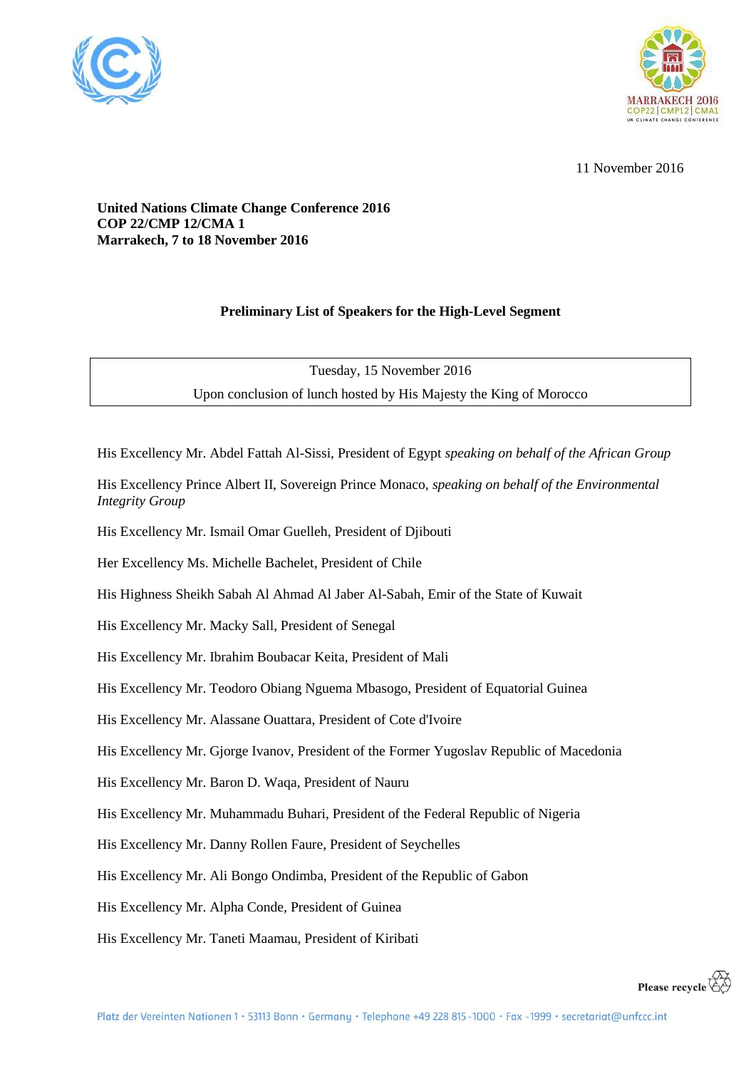11 November 2016

**United Nations Climate Change Conference 2016**
**COP 22/CMP 12/CMA 1**
**Marrakech, 7 to 18 November 2016**

**Preliminary List of Speakers for the High-Level Segment**

| |
|---|
| Tuesday, 15 November 2016<br>Upon conclusion of lunch hosted by His Majesty the King of Morocco |

His Excellency Mr. Abdel Fattah Al-Sissi, President of Egypt *speaking on behalf of the African Group*

His Excellency Prince Albert II, Sovereign Prince Monaco, *speaking on behalf of the Environmental Integrity Group*

His Excellency Mr. Ismail Omar Guelleh, President of Djibouti

Her Excellency Ms. Michelle Bachelet, President of Chile

His Highness Sheikh Sabah Al Ahmad Al Jaber Al-Sabah, Emir of the State of Kuwait

His Excellency Mr. Macky Sall, President of Senegal

His Excellency Mr. Ibrahim Boubacar Keita, President of Mali

His Excellency Mr. Teodoro Obiang Nguema Mbasogo, President of Equatorial Guinea

His Excellency Mr. Alassane Ouattara, President of Cote d'Ivoire

His Excellency Mr. Gjorge Ivanov, President of the Former Yugoslav Republic of Macedonia

His Excellency Mr. Baron D. Waqa, President of Nauru

His Excellency Mr. Muhammadu Buhari, President of the Federal Republic of Nigeria

His Excellency Mr. Danny Rollen Faure, President of Seychelles

His Excellency Mr. Ali Bongo Ondimba, President of the Republic of Gabon

His Excellency Mr. Alpha Conde, President of Guinea

His Excellency Mr. Taneti Maamau, President of Kiribati

Please recycle

Platz der Vereinten Nationen 1 • 53113 Bonn • Germany • Telephone +49 228 815-1000 • Fax -1999 • secretariat@unfccc.int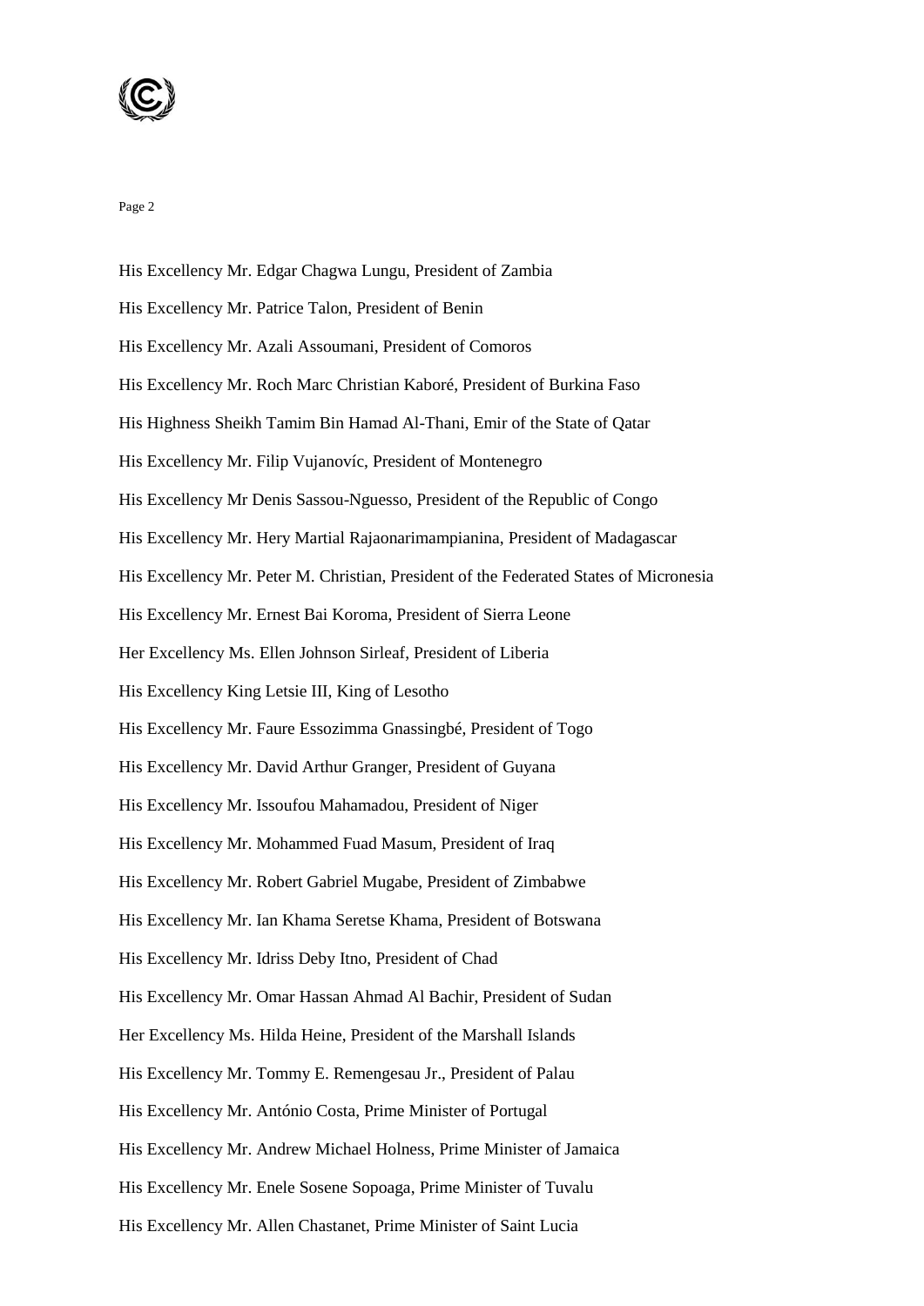His Excellency Mr. Edgar Chagwa Lungu, President of Zambia

His Excellency Mr. Patrice Talon, President of Benin

His Excellency Mr. Azali Assoumani, President of Comoros

His Excellency Mr. Roch Marc Christian Kaboré, President of Burkina Faso

His Highness Sheikh Tamim Bin Hamad Al-Thani, Emir of the State of Qatar

His Excellency Mr. Filip Vujanovíc, President of Montenegro

His Excellency Mr Denis Sassou-Nguesso, President of the Republic of Congo

His Excellency Mr. Hery Martial Rajaonarimampianina, President of Madagascar

His Excellency Mr. Peter M. Christian, President of the Federated States of Micronesia

His Excellency Mr. Ernest Bai Koroma, President of Sierra Leone

Her Excellency Ms. Ellen Johnson Sirleaf, President of Liberia

His Excellency King Letsie III, King of Lesotho

His Excellency Mr. Faure Essozimma Gnassingbé, President of Togo

His Excellency Mr. David Arthur Granger, President of Guyana

His Excellency Mr. Issoufou Mahamadou, President of Niger

His Excellency Mr. Mohammed Fuad Masum, President of Iraq

His Excellency Mr. Robert Gabriel Mugabe, President of Zimbabwe

His Excellency Mr. Ian Khama Seretse Khama, President of Botswana

His Excellency Mr. Idriss Deby Itno, President of Chad

His Excellency Mr. Omar Hassan Ahmad Al Bachir, President of Sudan

Her Excellency Ms. Hilda Heine, President of the Marshall Islands

His Excellency Mr. Tommy E. Remengesau Jr., President of Palau

His Excellency Mr. António Costa, Prime Minister of Portugal

His Excellency Mr. Andrew Michael Holness, Prime Minister of Jamaica

His Excellency Mr. Enele Sosene Sopoaga, Prime Minister of Tuvalu

His Excellency Mr. Allen Chastanet, Prime Minister of Saint Lucia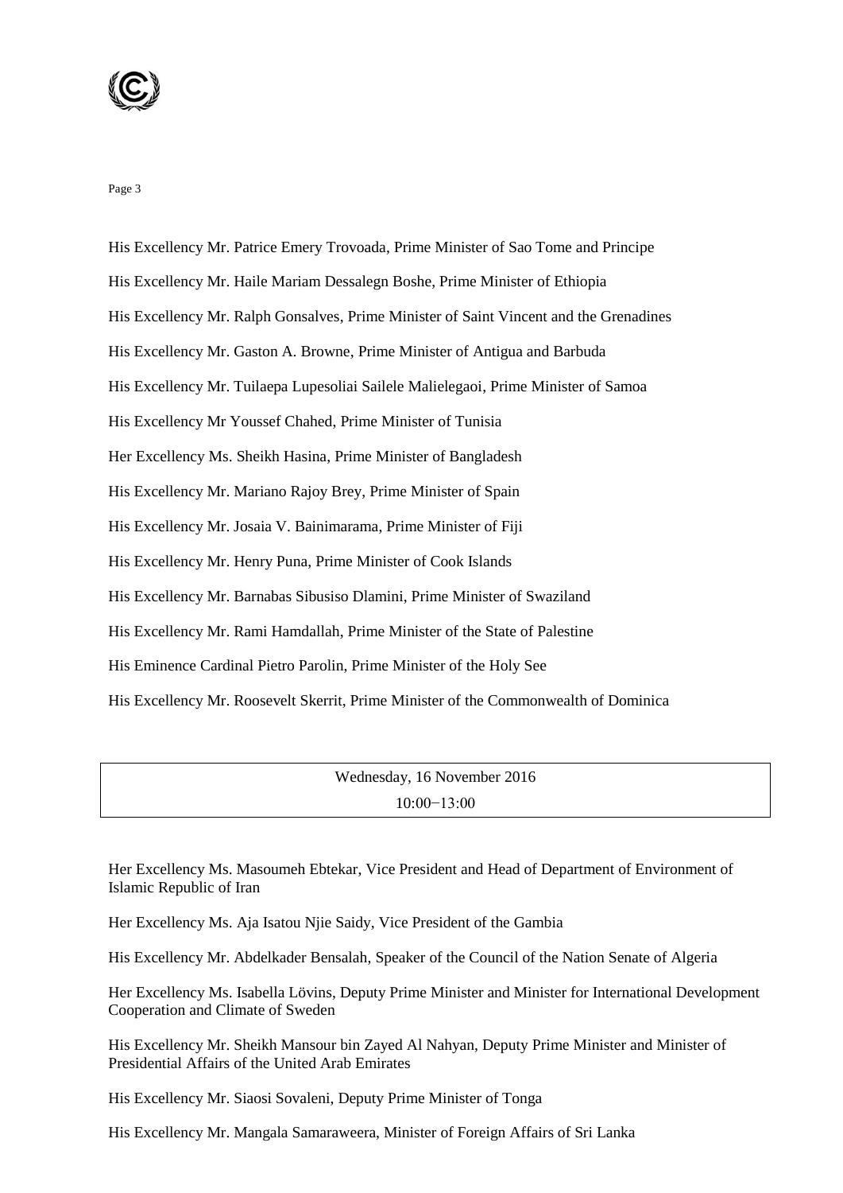His Excellency Mr. Patrice Emery Trovoada, Prime Minister of Sao Tome and Principe

His Excellency Mr. Haile Mariam Dessalegn Boshe, Prime Minister of Ethiopia

His Excellency Mr. Ralph Gonsalves, Prime Minister of Saint Vincent and the Grenadines

His Excellency Mr. Gaston A. Browne, Prime Minister of Antigua and Barbuda

His Excellency Mr. Tuilaepa Lupesoliai Sailele Malielegaoi, Prime Minister of Samoa

His Excellency Mr Youssef Chahed, Prime Minister of Tunisia

Her Excellency Ms. Sheikh Hasina, Prime Minister of Bangladesh

His Excellency Mr. Mariano Rajoy Brey, Prime Minister of Spain

His Excellency Mr. Josaia V. Bainimarama, Prime Minister of Fiji

His Excellency Mr. Henry Puna, Prime Minister of Cook Islands

His Excellency Mr. Barnabas Sibusiso Dlamini, Prime Minister of Swaziland

His Excellency Mr. Rami Hamdallah, Prime Minister of the State of Palestine

His Eminence Cardinal Pietro Parolin, Prime Minister of the Holy See

His Excellency Mr. Roosevelt Skerrit, Prime Minister of the Commonwealth of Dominica

| Wednesday, 16 November 2016 10:00−13:00 |
| --- |

Her Excellency Ms. Masoumeh Ebtekar, Vice President and Head of Department of Environment of Islamic Republic of Iran

Her Excellency Ms. Aja Isatou Njie Saidy, Vice President of the Gambia

His Excellency Mr. Abdelkader Bensalah, Speaker of the Council of the Nation Senate of Algeria

Her Excellency Ms. Isabella Lövins, Deputy Prime Minister and Minister for International Development Cooperation and Climate of Sweden

His Excellency Mr. Sheikh Mansour bin Zayed Al Nahyan, Deputy Prime Minister and Minister of Presidential Affairs of the United Arab Emirates

His Excellency Mr. Siaosi Sovaleni, Deputy Prime Minister of Tonga

His Excellency Mr. Mangala Samaraweera, Minister of Foreign Affairs of Sri Lanka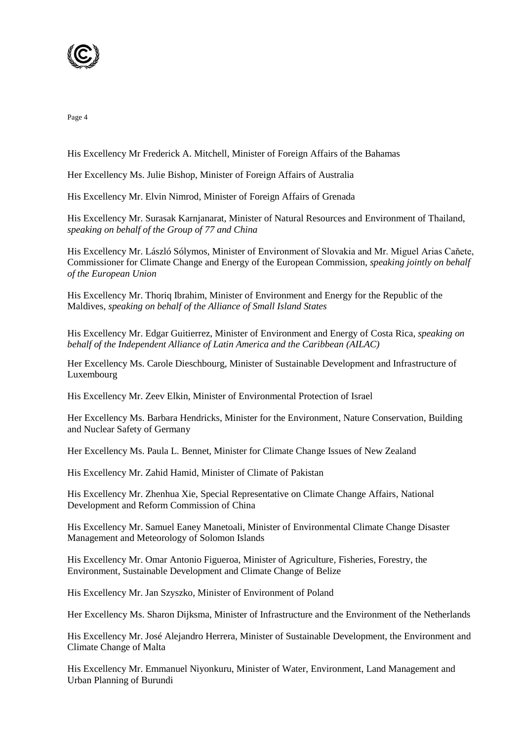His Excellency Mr Frederick A. Mitchell, Minister of Foreign Affairs of the Bahamas

Her Excellency Ms. Julie Bishop, Minister of Foreign Affairs of Australia

His Excellency Mr. Elvin Nimrod, Minister of Foreign Affairs of Grenada

His Excellency Mr. Surasak Karnjanarat, Minister of Natural Resources and Environment of Thailand, *speaking on behalf of the Group of 77 and China*

His Excellency Mr. László Sólymos, Minister of Environment of Slovakia and Mr. Miguel Arias Caňete, Commissioner for Climate Change and Energy of the European Commission, *speaking jointly on behalf of the European Union*

His Excellency Mr. Thoriq Ibrahim, Minister of Environment and Energy for the Republic of the Maldives, *speaking on behalf of the Alliance of Small Island States*

His Excellency Mr. Edgar Guitierrez, Minister of Environment and Energy of Costa Rica, *speaking on behalf of the Independent Alliance of Latin America and the Caribbean (AILAC)*

Her Excellency Ms. Carole Dieschbourg, Minister of Sustainable Development and Infrastructure of Luxembourg

His Excellency Mr. Zeev Elkin, Minister of Environmental Protection of Israel

Her Excellency Ms. Barbara Hendricks, Minister for the Environment, Nature Conservation, Building and Nuclear Safety of Germany

Her Excellency Ms. Paula L. Bennet, Minister for Climate Change Issues of New Zealand

His Excellency Mr. Zahid Hamid, Minister of Climate of Pakistan

His Excellency Mr. Zhenhua Xie, Special Representative on Climate Change Affairs, National Development and Reform Commission of China

His Excellency Mr. Samuel Eaney Manetoali, Minister of Environmental Climate Change Disaster Management and Meteorology of Solomon Islands

His Excellency Mr. Omar Antonio Figueroa, Minister of Agriculture, Fisheries, Forestry, the Environment, Sustainable Development and Climate Change of Belize

His Excellency Mr. Jan Szyszko, Minister of Environment of Poland

Her Excellency Ms. Sharon Dijksma, Minister of Infrastructure and the Environment of the Netherlands

His Excellency Mr. José Alejandro Herrera, Minister of Sustainable Development, the Environment and Climate Change of Malta

His Excellency Mr. Emmanuel Niyonkuru, Minister of Water, Environment, Land Management and Urban Planning of Burundi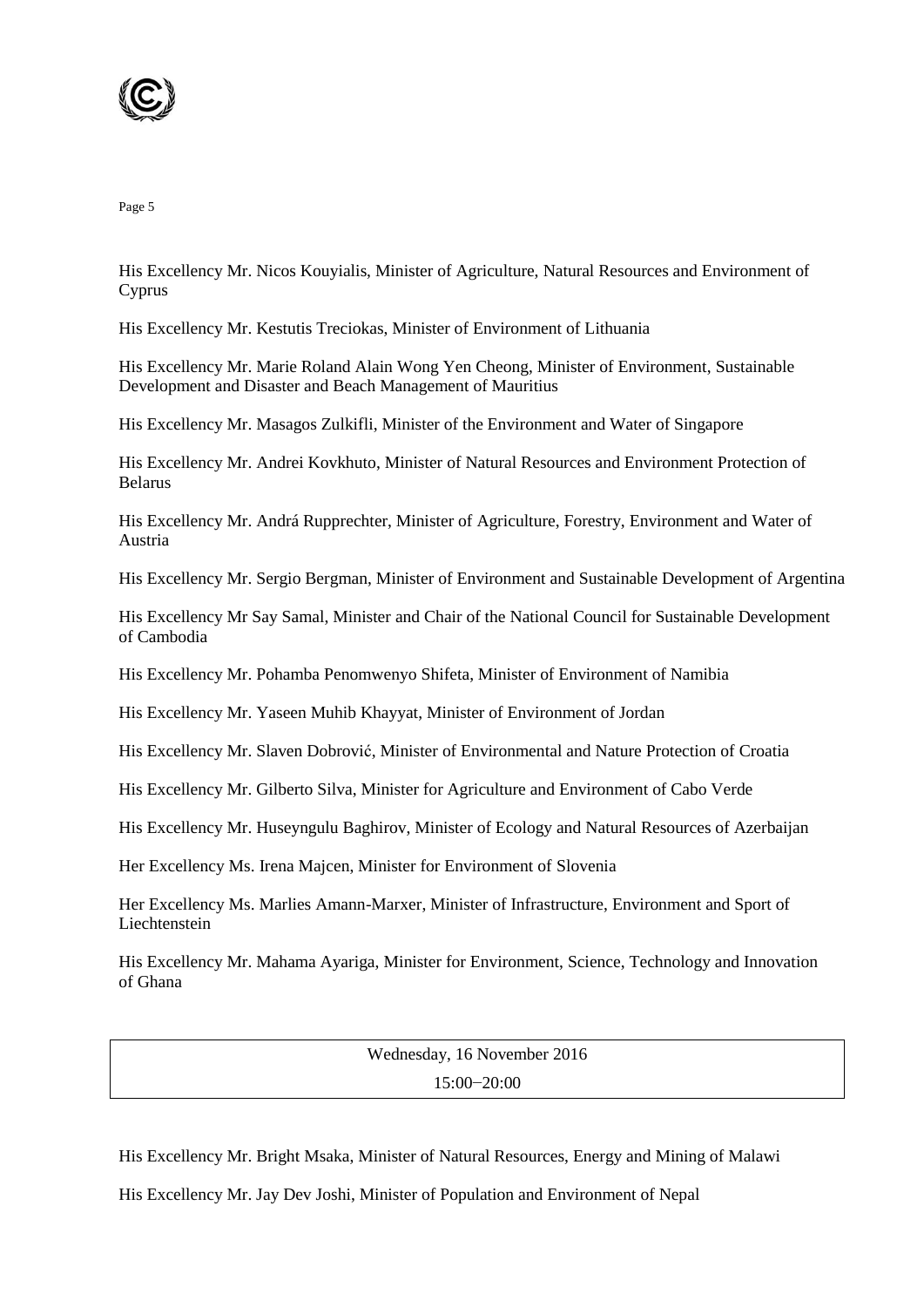His Excellency Mr. Nicos Kouyialis, Minister of Agriculture, Natural Resources and Environment of Cyprus

His Excellency Mr. Kestutis Treciokas, Minister of Environment of Lithuania

His Excellency Mr. Marie Roland Alain Wong Yen Cheong, Minister of Environment, Sustainable Development and Disaster and Beach Management of Mauritius

His Excellency Mr. Masagos Zulkifli, Minister of the Environment and Water of Singapore

His Excellency Mr. Andrei Kovkhuto, Minister of Natural Resources and Environment Protection of Belarus

His Excellency Mr. Andrá Rupprechter, Minister of Agriculture, Forestry, Environment and Water of Austria

His Excellency Mr. Sergio Bergman, Minister of Environment and Sustainable Development of Argentina

His Excellency Mr Say Samal, Minister and Chair of the National Council for Sustainable Development of Cambodia

His Excellency Mr. Pohamba Penomwenyo Shifeta, Minister of Environment of Namibia

His Excellency Mr. Yaseen Muhib Khayyat, Minister of Environment of Jordan

His Excellency Mr. Slaven Dobrović, Minister of Environmental and Nature Protection of Croatia

His Excellency Mr. Gilberto Silva, Minister for Agriculture and Environment of Cabo Verde

His Excellency Mr. Huseyngulu Baghirov, Minister of Ecology and Natural Resources of Azerbaijan

Her Excellency Ms. Irena Majcen, Minister for Environment of Slovenia

Her Excellency Ms. Marlies Amann-Marxer, Minister of Infrastructure, Environment and Sport of Liechtenstein

His Excellency Mr. Mahama Ayariga, Minister for Environment, Science, Technology and Innovation of Ghana

| Wednesday, 16 November 2016 15:00−20:00 |
|---|

His Excellency Mr. Bright Msaka, Minister of Natural Resources, Energy and Mining of Malawi

His Excellency Mr. Jay Dev Joshi, Minister of Population and Environment of Nepal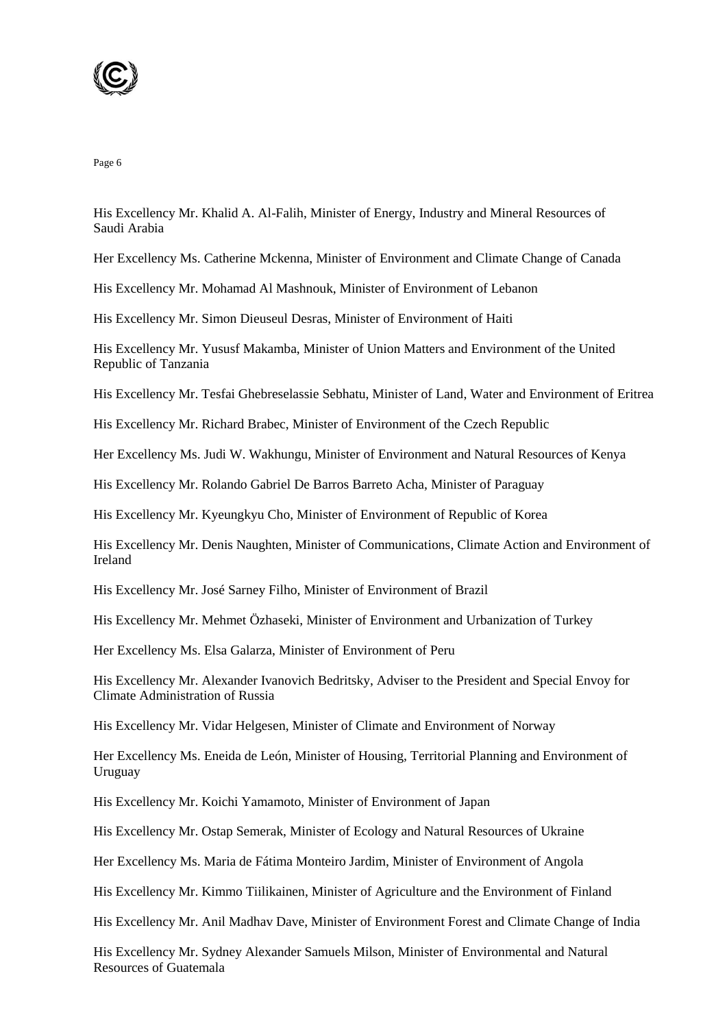His Excellency Mr. Khalid A. Al-Falih, Minister of Energy, Industry and Mineral Resources of Saudi Arabia

Her Excellency Ms. Catherine Mckenna, Minister of Environment and Climate Change of Canada

His Excellency Mr. Mohamad Al Mashnouk, Minister of Environment of Lebanon

His Excellency Mr. Simon Dieuseul Desras, Minister of Environment of Haiti

His Excellency Mr. Yususf Makamba, Minister of Union Matters and Environment of the United Republic of Tanzania

His Excellency Mr. Tesfai Ghebreselassie Sebhatu, Minister of Land, Water and Environment of Eritrea

His Excellency Mr. Richard Brabec, Minister of Environment of the Czech Republic

Her Excellency Ms. Judi W. Wakhungu, Minister of Environment and Natural Resources of Kenya

His Excellency Mr. Rolando Gabriel De Barros Barreto Acha, Minister of Paraguay

His Excellency Mr. Kyeungkyu Cho, Minister of Environment of Republic of Korea

His Excellency Mr. Denis Naughten, Minister of Communications, Climate Action and Environment of Ireland

His Excellency Mr. José Sarney Filho, Minister of Environment of Brazil

His Excellency Mr. Mehmet Özhaseki, Minister of Environment and Urbanization of Turkey

Her Excellency Ms. Elsa Galarza, Minister of Environment of Peru

His Excellency Mr. Alexander Ivanovich Bedritsky, Adviser to the President and Special Envoy for Climate Administration of Russia

His Excellency Mr. Vidar Helgesen, Minister of Climate and Environment of Norway

Her Excellency Ms. Eneida de León, Minister of Housing, Territorial Planning and Environment of Uruguay

His Excellency Mr. Koichi Yamamoto, Minister of Environment of Japan

His Excellency Mr. Ostap Semerak, Minister of Ecology and Natural Resources of Ukraine

Her Excellency Ms. Maria de Fátima Monteiro Jardim, Minister of Environment of Angola

His Excellency Mr. Kimmo Tiilikainen, Minister of Agriculture and the Environment of Finland

His Excellency Mr. Anil Madhav Dave, Minister of Environment Forest and Climate Change of India

His Excellency Mr. Sydney Alexander Samuels Milson, Minister of Environmental and Natural Resources of Guatemala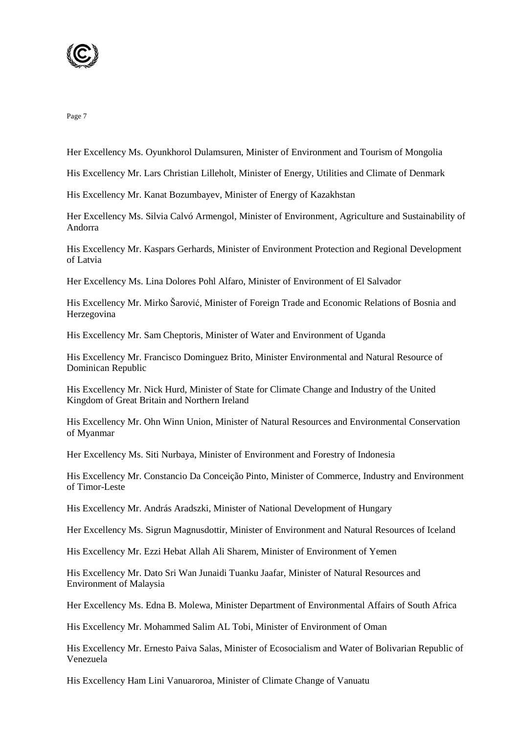Her Excellency Ms. Oyunkhorol Dulamsuren, Minister of Environment and Tourism of Mongolia

His Excellency Mr. Lars Christian Lilleholt, Minister of Energy, Utilities and Climate of Denmark

His Excellency Mr. Kanat Bozumbayev, Minister of Energy of Kazakhstan

Her Excellency Ms. Silvia Calvó Armengol, Minister of Environment, Agriculture and Sustainability of Andorra

His Excellency Mr. Kaspars Gerhards, Minister of Environment Protection and Regional Development of Latvia

Her Excellency Ms. Lina Dolores Pohl Alfaro, Minister of Environment of El Salvador

His Excellency Mr. Mirko Šarović, Minister of Foreign Trade and Economic Relations of Bosnia and Herzegovina

His Excellency Mr. Sam Cheptoris, Minister of Water and Environment of Uganda

His Excellency Mr. Francisco Dominguez Brito, Minister Environmental and Natural Resource of Dominican Republic

His Excellency Mr. Nick Hurd, Minister of State for Climate Change and Industry of the United Kingdom of Great Britain and Northern Ireland

His Excellency Mr. Ohn Winn Union, Minister of Natural Resources and Environmental Conservation of Myanmar

Her Excellency Ms. Siti Nurbaya, Minister of Environment and Forestry of Indonesia

His Excellency Mr. Constancio Da Conceição Pinto, Minister of Commerce, Industry and Environment of Timor-Leste

His Excellency Mr. András Aradszki, Minister of National Development of Hungary

Her Excellency Ms. Sigrun Magnusdottir, Minister of Environment and Natural Resources of Iceland

His Excellency Mr. Ezzi Hebat Allah Ali Sharem, Minister of Environment of Yemen

His Excellency Mr. Dato Sri Wan Junaidi Tuanku Jaafar, Minister of Natural Resources and Environment of Malaysia

Her Excellency Ms. Edna B. Molewa, Minister Department of Environmental Affairs of South Africa

His Excellency Mr. Mohammed Salim AL Tobi, Minister of Environment of Oman

His Excellency Mr. Ernesto Paiva Salas, Minister of Ecosocialism and Water of Bolivarian Republic of Venezuela

His Excellency Ham Lini Vanuaroroa, Minister of Climate Change of Vanuatu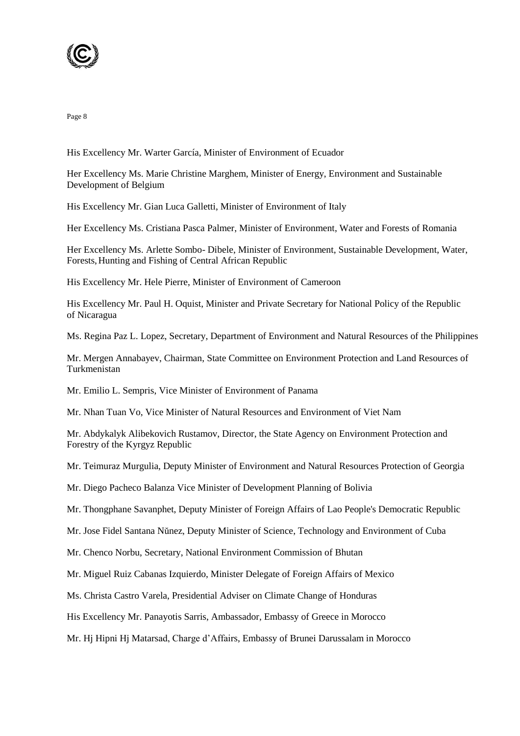His Excellency Mr. Warter García, Minister of Environment of Ecuador

Her Excellency Ms. Marie Christine Marghem, Minister of Energy, Environment and Sustainable Development of Belgium

His Excellency Mr. Gian Luca Galletti, Minister of Environment of Italy

Her Excellency Ms. Cristiana Pasca Palmer, Minister of Environment, Water and Forests of Romania

Her Excellency Ms. Arlette Sombo- Dibele, Minister of Environment, Sustainable Development, Water, Forests, Hunting and Fishing of Central African Republic

His Excellency Mr. Hele Pierre, Minister of Environment of Cameroon

His Excellency Mr. Paul H. Oquist, Minister and Private Secretary for National Policy of the Republic of Nicaragua

Ms. Regina Paz L. Lopez, Secretary, Department of Environment and Natural Resources of the Philippines

Mr. Mergen Annabayev, Chairman, State Committee on Environment Protection and Land Resources of Turkmenistan

Mr. Emilio L. Sempris, Vice Minister of Environment of Panama

Mr. Nhan Tuan Vo, Vice Minister of Natural Resources and Environment of Viet Nam

Mr. Abdykalyk Alibekovich Rustamov, Director, the State Agency on Environment Protection and Forestry of the Kyrgyz Republic

Mr. Teimuraz Murgulia, Deputy Minister of Environment and Natural Resources Protection of Georgia

Mr. Diego Pacheco Balanza Vice Minister of Development Planning of Bolivia

Mr. Thongphane Savanphet, Deputy Minister of Foreign Affairs of Lao People's Democratic Republic

Mr. Jose Fidel Santana Nŭnez, Deputy Minister of Science, Technology and Environment of Cuba

Mr. Chenco Norbu, Secretary, National Environment Commission of Bhutan

Mr. Miguel Ruiz Cabanas Izquierdo, Minister Delegate of Foreign Affairs of Mexico

Ms. Christa Castro Varela, Presidential Adviser on Climate Change of Honduras

His Excellency Mr. Panayotis Sarris, Ambassador, Embassy of Greece in Morocco

Mr. Hj Hipni Hj Matarsad, Charge d'Affairs, Embassy of Brunei Darussalam in Morocco